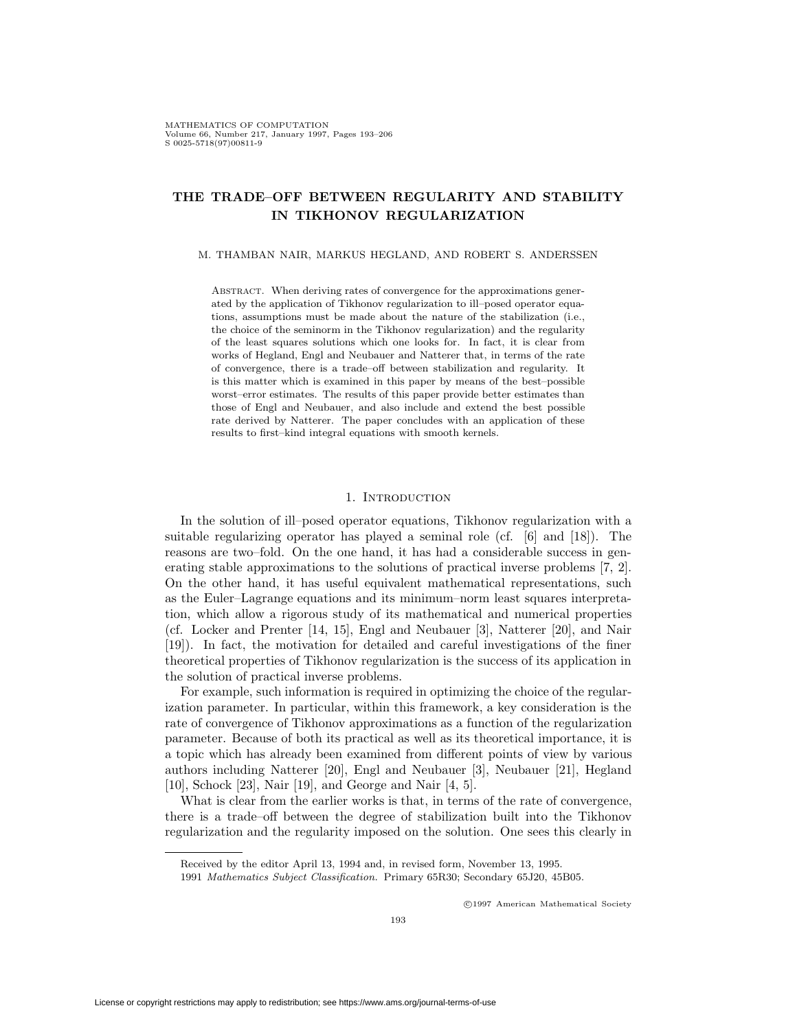# THE TRADE–OFF BETWEEN REGULARITY AND STABILITY IN TIKHONOV REGULARIZATION

M. THAMBAN NAIR, MARKUS HEGLAND, AND ROBERT S. ANDERSSEN

Abstract. When deriving rates of convergence for the approximations generated by the application of Tikhonov regularization to ill–posed operator equations, assumptions must be made about the nature of the stabilization (i.e., the choice of the seminorm in the Tikhonov regularization) and the regularity of the least squares solutions which one looks for. In fact, it is clear from works of Hegland, Engl and Neubauer and Natterer that, in terms of the rate of convergence, there is a trade–off between stabilization and regularity. It is this matter which is examined in this paper by means of the best–possible worst–error estimates. The results of this paper provide better estimates than those of Engl and Neubauer, and also include and extend the best possible rate derived by Natterer. The paper concludes with an application of these results to first–kind integral equations with smooth kernels.

## 1. Introduction

In the solution of ill–posed operator equations, Tikhonov regularization with a suitable regularizing operator has played a seminal role (cf. [6] and [18]). The reasons are two–fold. On the one hand, it has had a considerable success in generating stable approximations to the solutions of practical inverse problems [7, 2]. On the other hand, it has useful equivalent mathematical representations, such as the Euler–Lagrange equations and its minimum–norm least squares interpretation, which allow a rigorous study of its mathematical and numerical properties (cf. Locker and Prenter [14, 15], Engl and Neubauer [3], Natterer [20], and Nair [19]). In fact, the motivation for detailed and careful investigations of the finer theoretical properties of Tikhonov regularization is the success of its application in the solution of practical inverse problems.

For example, such information is required in optimizing the choice of the regularization parameter. In particular, within this framework, a key consideration is the rate of convergence of Tikhonov approximations as a function of the regularization parameter. Because of both its practical as well as its theoretical importance, it is a topic which has already been examined from different points of view by various authors including Natterer [20], Engl and Neubauer [3], Neubauer [21], Hegland [10], Schock [23], Nair [19], and George and Nair [4, 5].

What is clear from the earlier works is that, in terms of the rate of convergence, there is a trade–off between the degree of stabilization built into the Tikhonov regularization and the regularity imposed on the solution. One sees this clearly in

Received by the editor April 13, 1994 and, in revised form, November 13, 1995.

1991 *Mathematics Subject Classification.* Primary 65R30; Secondary 65J20, 45B05.

©1997 American Mathematical Society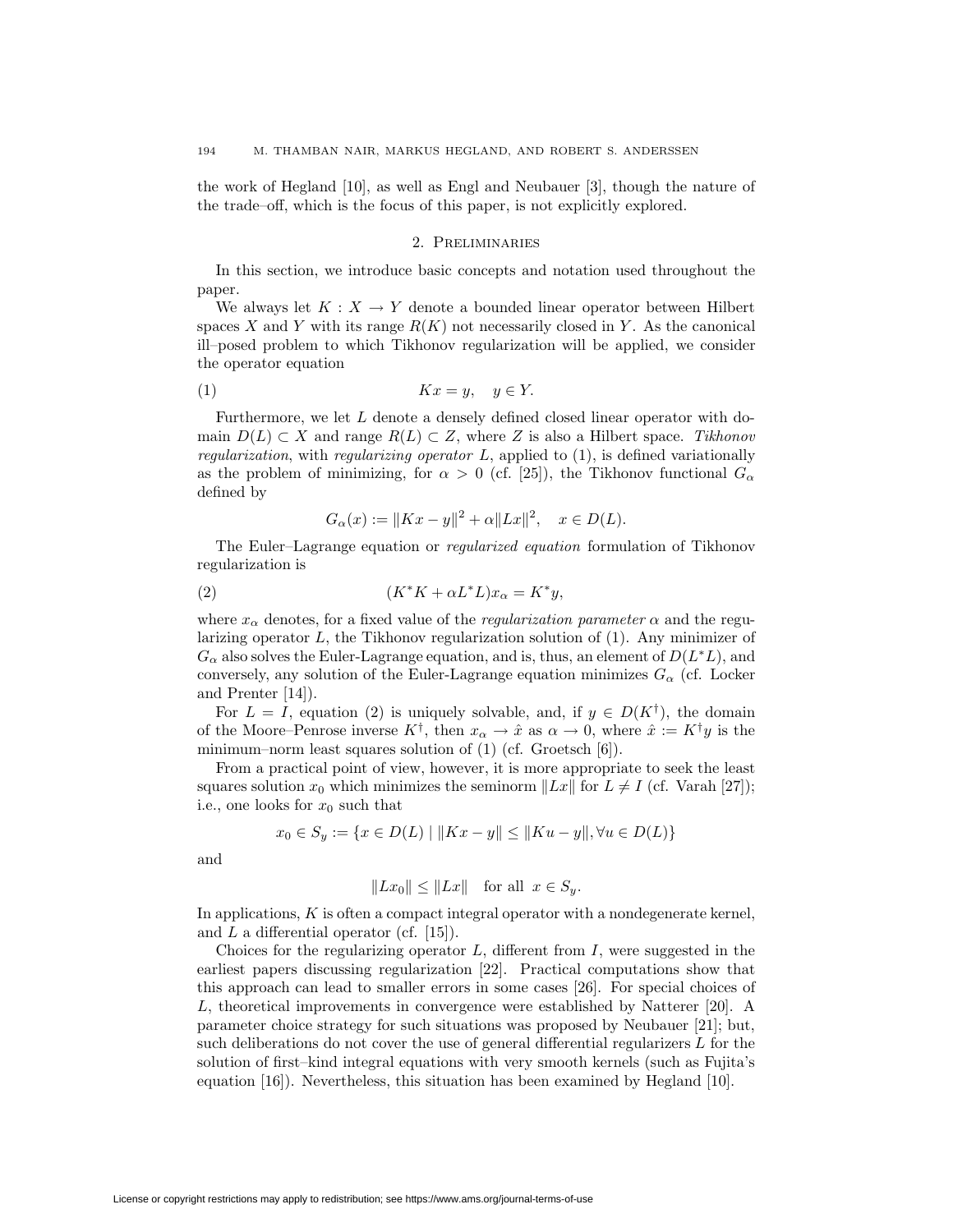the work of Hegland [10], as well as Engl and Neubauer [3], though the nature of the trade–off, which is the focus of this paper, is not explicitly explored.

## 2. Preliminaries

In this section, we introduce basic concepts and notation used throughout the paper.

We always let $K : X \to Y$ denote a bounded linear operator between Hilbert spaces $X$ and $Y$ with its range $R(K)$ not necessarily closed in $Y$. As the canonical ill–posed problem to which Tikhonov regularization will be applied, we consider the operator equation

$$Kx = y, \quad y \in Y. \tag{1}$$

Furthermore, we let $L$ denote a densely defined closed linear operator with domain $D(L) \subset X$ and range $R(L) \subset Z$, where $Z$ is also a Hilbert space. *Tikhonov regularization*, with *regularizing operator* $L$, applied to (1), is defined variationally as the problem of minimizing, for $\alpha > 0$ (cf. [25]), the Tikhonov functional $G_\alpha$ defined by

$$G_\alpha(x) := \|Kx - y\|^2 + \alpha \|Lx\|^2, \quad x \in D(L).$$

The Euler–Lagrange equation or *regularized equation* formulation of Tikhonov regularization is

$$(K^*K + \alpha L^*L)x_\alpha = K^*y, \tag{2}$$

where $x_\alpha$ denotes, for a fixed value of the *regularization parameter* $\alpha$ and the regularizing operator $L$, the Tikhonov regularization solution of (1). Any minimizer of $G_\alpha$ also solves the Euler-Lagrange equation, and is, thus, an element of $D(L^*L)$, and conversely, any solution of the Euler-Lagrange equation minimizes $G_\alpha$ (cf. Locker and Prenter [14]).

For $L = I$, equation (2) is uniquely solvable, and, if $y \in D(K^\dagger)$, the domain of the Moore–Penrose inverse $K^\dagger$, then $x_\alpha \to \hat{x}$ as $\alpha \to 0$, where $\hat{x} := K^\dagger y$ is the minimum–norm least squares solution of (1) (cf. Groetsch [6]).

From a practical point of view, however, it is more appropriate to seek the least squares solution $x_0$ which minimizes the seminorm $\|Lx\|$ for $L \neq I$ (cf. Varah [27]); i.e., one looks for $x_0$ such that

$$x_0 \in S_y := \{x \in D(L) \mid \|Kx - y\| \leq \|Ku - y\|, \forall u \in D(L)\}$$

and

$$\|Lx_0\| \leq \|Lx\| \quad \text{for all } \; x \in S_y.$$

In applications, $K$ is often a compact integral operator with a nondegenerate kernel, and $L$ a differential operator (cf. [15]).

Choices for the regularizing operator $L$, different from $I$, were suggested in the earliest papers discussing regularization [22]. Practical computations show that this approach can lead to smaller errors in some cases [26]. For special choices of $L$, theoretical improvements in convergence were established by Natterer [20]. A parameter choice strategy for such situations was proposed by Neubauer [21]; but, such deliberations do not cover the use of general differential regularizers $L$ for the solution of first–kind integral equations with very smooth kernels (such as Fujita's equation [16]). Nevertheless, this situation has been examined by Hegland [10].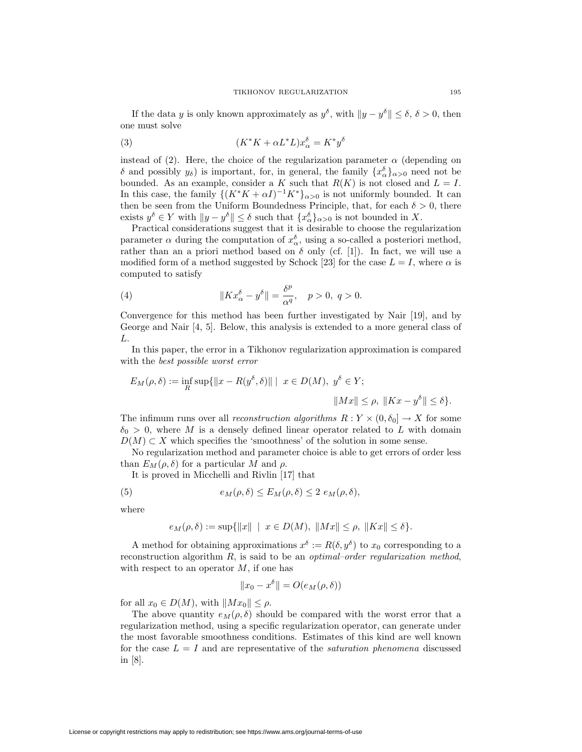If the data $y$ is only known approximately as $y^\delta$, with $\|y - y^\delta\| \le \delta$, $\delta > 0$, then one must solve

$$(K^*K + \alpha L^*L)x_\alpha^\delta = K^*y^\delta \tag{3}$$

instead of (2). Here, the choice of the regularization parameter $\alpha$ (depending on $\delta$ and possibly $y_\delta$) is important, for, in general, the family $\{x_\alpha^\delta\}_{\alpha>0}$ need not be bounded. As an example, consider a $K$ such that $R(K)$ is not closed and $L = I$. In this case, the family $\{(K^*K + \alpha I)^{-1}K^*\}_{\alpha>0}$ is not uniformly bounded. It can then be seen from the Uniform Boundedness Principle, that, for each $\delta > 0$, there exists $y^\delta \in Y$ with $\|y - y^\delta\| \le \delta$ such that $\{x_\alpha^\delta\}_{\alpha>0}$ is not bounded in $X$.

Practical considerations suggest that it is desirable to choose the regularization parameter $\alpha$ during the computation of $x_\alpha^\delta$, using a so-called a posteriori method, rather than an a priori method based on $\delta$ only (cf. [1]). In fact, we will use a modified form of a method suggested by Schock [23] for the case $L = I$, where $\alpha$ is computed to satisfy

$$\|Kx_\alpha^\delta - y^\delta\| = \frac{\delta^p}{\alpha^q}, \quad p > 0, \ q > 0. \tag{4}$$

Convergence for this method has been further investigated by Nair [19], and by George and Nair [4, 5]. Below, this analysis is extended to a more general class of $L$.

In this paper, the error in a Tikhonov regularization approximation is compared with the *best possible worst error*

$$E_M(\rho, \delta) := \inf_R \sup\{\|x - R(y^\delta, \delta)\| \mid x \in D(M), \ y^\delta \in Y; \ \|Mx\| \le \rho, \ \|Kx - y^\delta\| \le \delta\}.$$

The infimum runs over all *reconstruction algorithms* $R : Y \times (0, \delta_0] \to X$ for some $\delta_0 > 0$, where $M$ is a densely defined linear operator related to $L$ with domain $D(M) \subset X$ which specifies the 'smoothness' of the solution in some sense.

No regularization method and parameter choice is able to get errors of order less than $E_M(\rho, \delta)$ for a particular $M$ and $\rho$.

It is proved in Micchelli and Rivlin [17] that

$$e_M(\rho, \delta) \le E_M(\rho, \delta) \le 2\ e_M(\rho, \delta), \tag{5}$$

where

$$e_M(\rho, \delta) := \sup\{\|x\| \ \mid \ x \in D(M), \ \|Mx\| \le \rho, \ \|Kx\| \le \delta\}.$$

A method for obtaining approximations $x^\delta := R(\delta, y^\delta)$ to $x_0$ corresponding to a reconstruction algorithm $R$, is said to be an *optimal–order regularization method*, with respect to an operator $M$, if one has

$$\|x_0 - x^\delta\| = O(e_M(\rho, \delta))$$

for all $x_0 \in D(M)$, with $\|Mx_0\| \le \rho$.

The above quantity $e_M(\rho, \delta)$ should be compared with the worst error that a regularization method, using a specific regularization operator, can generate under the most favorable smoothness conditions. Estimates of this kind are well known for the case $L = I$ and are representative of the *saturation phenomena* discussed in [8].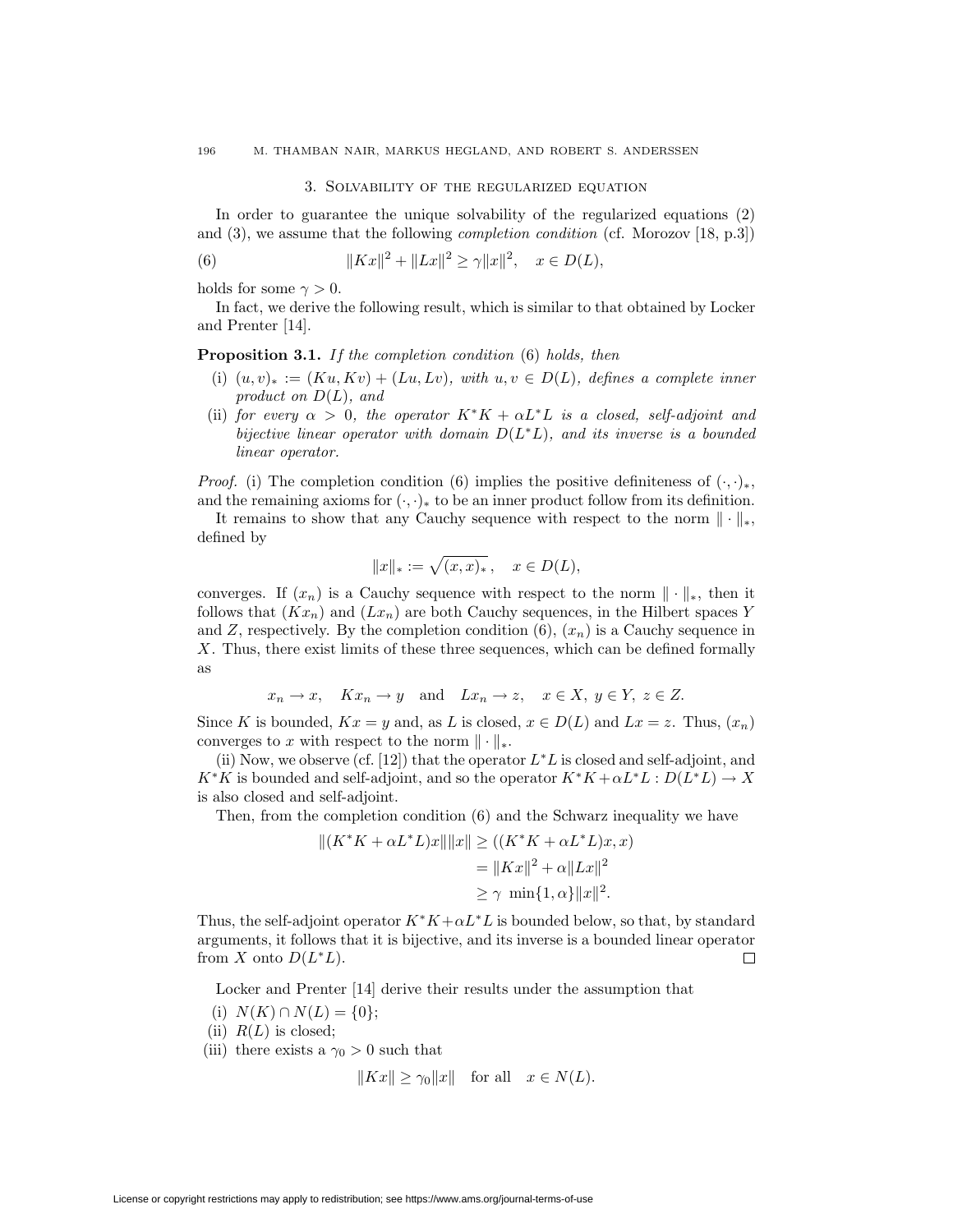## 3. Solvability of the regularized equation

In order to guarantee the unique solvability of the regularized equations (2) and (3), we assume that the following *completion condition* (cf. Morozov [18, p.3])

$$\|Kx\|^2 + \|Lx\|^2 \geq \gamma \|x\|^2, \quad x \in D(L), \tag{6}$$

holds for some $\gamma > 0$.

In fact, we derive the following result, which is similar to that obtained by Locker and Prenter [14].

**Proposition 3.1.** *If the completion condition* (6) *holds, then*

- (i) $(u, v)_* := (Ku, Kv) + (Lu, Lv)$*, with* $u, v \in D(L)$*, defines a complete inner product on* $D(L)$*, and*
- (ii) *for every* $\alpha > 0$*, the operator* $K^*K + \alpha L^*L$ *is a closed, self-adjoint and bijective linear operator with domain* $D(L^*L)$*, and its inverse is a bounded linear operator.*

*Proof.* (i) The completion condition (6) implies the positive definiteness of $(\cdot,\cdot)_*$, and the remaining axioms for $(\cdot,\cdot)_*$ to be an inner product follow from its definition.

It remains to show that any Cauchy sequence with respect to the norm $\|\cdot\|_*$, defined by

$$\|x\|_* := \sqrt{(x,x)_*}, \quad x \in D(L),$$

converges. If $(x_n)$ is a Cauchy sequence with respect to the norm $\|\cdot\|_*$, then it follows that $(Kx_n)$ and $(Lx_n)$ are both Cauchy sequences, in the Hilbert spaces $Y$ and $Z$, respectively. By the completion condition (6), $(x_n)$ is a Cauchy sequence in $X$. Thus, there exist limits of these three sequences, which can be defined formally as

$$x_n \to x, \quad Kx_n \to y \quad \text{and} \quad Lx_n \to z, \quad x \in X,\ y \in Y,\ z \in Z.$$

Since $K$ is bounded, $Kx = y$ and, as $L$ is closed, $x \in D(L)$ and $Lx = z$. Thus, $(x_n)$ converges to $x$ with respect to the norm $\|\cdot\|_*$.

(ii) Now, we observe (cf. [12]) that the operator $L^*L$ is closed and self-adjoint, and $K^*K$ is bounded and self-adjoint, and so the operator $K^*K + \alpha L^*L : D(L^*L) \to X$ is also closed and self-adjoint.

Then, from the completion condition (6) and the Schwarz inequality we have

$$\begin{aligned}
\|(K^*K + \alpha L^*L)x\|\|x\| &\geq ((K^*K + \alpha L^*L)x, x) \\
&= \|Kx\|^2 + \alpha \|Lx\|^2 \\
&\geq \gamma \ \min\{1, \alpha\}\|x\|^2.
\end{aligned}$$

Thus, the self-adjoint operator $K^*K + \alpha L^*L$ is bounded below, so that, by standard arguments, it follows that it is bijective, and its inverse is a bounded linear operator from $X$ onto $D(L^*L)$. $\square$

Locker and Prenter [14] derive their results under the assumption that

- (i) $N(K) \cap N(L) = \{0\}$;
- (ii) $R(L)$ is closed;
- (iii) there exists a $\gamma_0 > 0$ such that

$$\|Kx\| \geq \gamma_0 \|x\| \quad \text{for all} \quad x \in N(L).$$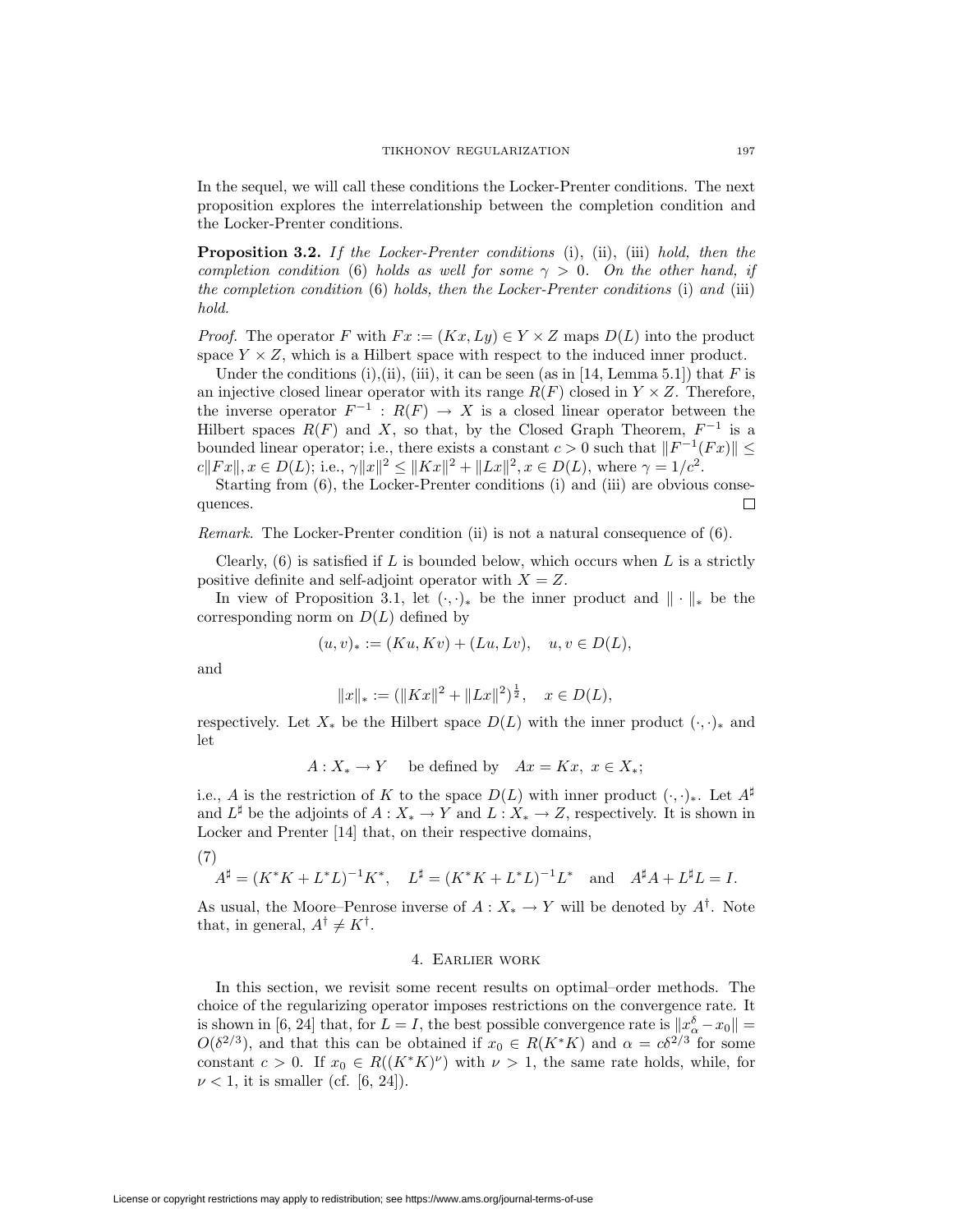In the sequel, we will call these conditions the Locker-Prenter conditions. The next proposition explores the interrelationship between the completion condition and the Locker-Prenter conditions.

**Proposition 3.2.** *If the Locker-Prenter conditions* (i), (ii), (iii) *hold, then the completion condition* (6) *holds as well for some* $\gamma > 0$. *On the other hand, if the completion condition* (6) *holds, then the Locker-Prenter conditions* (i) *and* (iii) *hold.*

*Proof.* The operator $F$ with $Fx := (Kx, Ly) \in Y \times Z$ maps $D(L)$ into the product space $Y \times Z$, which is a Hilbert space with respect to the induced inner product.

Under the conditions (i),(ii), (iii), it can be seen (as in [14, Lemma 5.1]) that $F$ is an injective closed linear operator with its range $R(F)$ closed in $Y \times Z$. Therefore, the inverse operator $F^{-1} : R(F) \to X$ is a closed linear operator between the Hilbert spaces $R(F)$ and $X$, so that, by the Closed Graph Theorem, $F^{-1}$ is a bounded linear operator; i.e., there exists a constant $c > 0$ such that $\|F^{-1}(Fx)\| \leq c\|Fx\|, x \in D(L)$; i.e., $\gamma\|x\|^2 \leq \|Kx\|^2 + \|Lx\|^2, x \in D(L)$, where $\gamma = 1/c^2$.

Starting from (6), the Locker-Prenter conditions (i) and (iii) are obvious consequences. $\square$

*Remark.* The Locker-Prenter condition (ii) is not a natural consequence of (6).

Clearly, (6) is satisfied if $L$ is bounded below, which occurs when $L$ is a strictly positive definite and self-adjoint operator with $X = Z$.

In view of Proposition 3.1, let $(\cdot, \cdot)_*$ be the inner product and $\|\cdot\|_*$ be the corresponding norm on $D(L)$ defined by

$$(u, v)_* := (Ku, Kv) + (Lu, Lv), \quad u, v \in D(L),$$

and

$$\|x\|_* := (\|Kx\|^2 + \|Lx\|^2)^{\frac{1}{2}}, \quad x \in D(L),$$

respectively. Let $X_*$ be the Hilbert space $D(L)$ with the inner product $(\cdot, \cdot)_*$ and let

$$A : X_* \to Y \quad \text{ be defined by } \quad Ax = Kx, \ x \in X_*;$$

i.e., $A$ is the restriction of $K$ to the space $D(L)$ with inner product $(\cdot, \cdot)_*$. Let $A^\sharp$ and $L^\sharp$ be the adjoints of $A : X_* \to Y$ and $L : X_* \to Z$, respectively. It is shown in Locker and Prenter [14] that, on their respective domains,

(7)
$$A^\sharp = (K^*K + L^*L)^{-1}K^*, \quad L^\sharp = (K^*K + L^*L)^{-1}L^* \quad \text{and} \quad A^\sharp A + L^\sharp L = I.$$

As usual, the Moore–Penrose inverse of $A : X_* \to Y$ will be denoted by $A^\dagger$. Note that, in general, $A^\dagger \neq K^\dagger$.

## 4. Earlier work

In this section, we revisit some recent results on optimal–order methods. The choice of the regularizing operator imposes restrictions on the convergence rate. It is shown in [6, 24] that, for $L = I$, the best possible convergence rate is $\|x_\alpha^\delta - x_0\| = O(\delta^{2/3})$, and that this can be obtained if $x_0 \in R(K^*K)$ and $\alpha = c\delta^{2/3}$ for some constant $c > 0$. If $x_0 \in R((K^*K)^\nu)$ with $\nu > 1$, the same rate holds, while, for $\nu < 1$, it is smaller (cf. [6, 24]).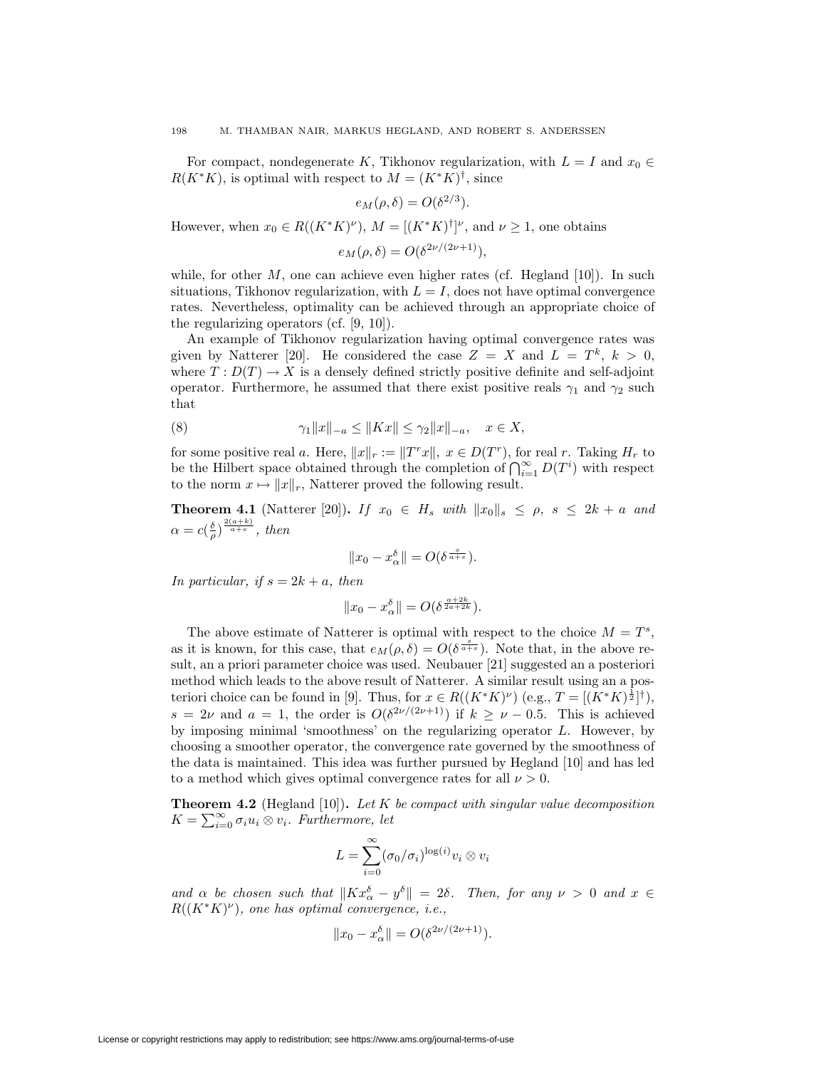For compact, nondegenerate $K$, Tikhonov regularization, with $L = I$ and $x_0 \in R(K^*K)$, is optimal with respect to $M = (K^*K)^\dagger$, since

$$e_M(\rho, \delta) = O(\delta^{2/3}).$$

However, when $x_0 \in R((K^*K)^\nu)$, $M = [(K^*K)^\dagger]^\nu$, and $\nu \geq 1$, one obtains

$$e_M(\rho, \delta) = O(\delta^{2\nu/(2\nu+1)}),$$

while, for other $M$, one can achieve even higher rates (cf. Hegland [10]). In such situations, Tikhonov regularization, with $L = I$, does not have optimal convergence rates. Nevertheless, optimality can be achieved through an appropriate choice of the regularizing operators (cf. [9, 10]).

An example of Tikhonov regularization having optimal convergence rates was given by Natterer [20]. He considered the case $Z = X$ and $L = T^k$, $k > 0$, where $T : D(T) \to X$ is a densely defined strictly positive definite and self-adjoint operator. Furthermore, he assumed that there exist positive reals $\gamma_1$ and $\gamma_2$ such that

$$\gamma_1 \|x\|_{-a} \leq \|Kx\| \leq \gamma_2 \|x\|_{-a}, \quad x \in X, \tag{8}$$

for some positive real $a$. Here, $\|x\|_r := \|T^r x\|$, $x \in D(T^r)$, for real $r$. Taking $H_r$ to be the Hilbert space obtained through the completion of $\bigcap_{i=1}^\infty D(T^i)$ with respect to the norm $x \mapsto \|x\|_r$, Natterer proved the following result.

**Theorem 4.1** (Natterer [20]). *If $x_0 \in H_s$ with $\|x_0\|_s \leq \rho$, $s \leq 2k + a$ and $\alpha = c(\frac{\delta}{\rho})^{\frac{2(a+k)}{a+s}}$, then*

$$\|x_0 - x_\alpha^\delta\| = O(\delta^{\frac{s}{a+s}}).$$

*In particular, if $s = 2k + a$, then*

$$\|x_0 - x_\alpha^\delta\| = O(\delta^{\frac{a+2k}{2a+2k}}).$$

The above estimate of Natterer is optimal with respect to the choice $M = T^s$, as it is known, for this case, that $e_M(\rho, \delta) = O(\delta^{\frac{s}{a+s}})$. Note that, in the above result, an a priori parameter choice was used. Neubauer [21] suggested an a posteriori method which leads to the above result of Natterer. A similar result using an a posteriori choice can be found in [9]. Thus, for $x \in R((K^*K)^\nu)$ (e.g., $T = [(K^*K)^{\frac{1}{2}}]^\dagger$), $s = 2\nu$ and $a = 1$, the order is $O(\delta^{2\nu/(2\nu+1)})$ if $k \geq \nu - 0.5$. This is achieved by imposing minimal 'smoothness' on the regularizing operator $L$. However, by choosing a smoother operator, the convergence rate governed by the smoothness of the data is maintained. This idea was further pursued by Hegland [10] and has led to a method which gives optimal convergence rates for all $\nu > 0$.

**Theorem 4.2** (Hegland [10]). *Let $K$ be compact with singular value decomposition $K = \sum_{i=0}^\infty \sigma_i u_i \otimes v_i$. Furthermore, let*

$$L = \sum_{i=0}^\infty (\sigma_0/\sigma_i)^{\log(i)} v_i \otimes v_i$$

*and $\alpha$ be chosen such that $\|Kx_\alpha^\delta - y^\delta\| = 2\delta$. Then, for any $\nu > 0$ and $x \in R((K^*K)^\nu)$, one has optimal convergence, i.e.,*

$$\|x_0 - x_\alpha^\delta\| = O(\delta^{2\nu/(2\nu+1)}).$$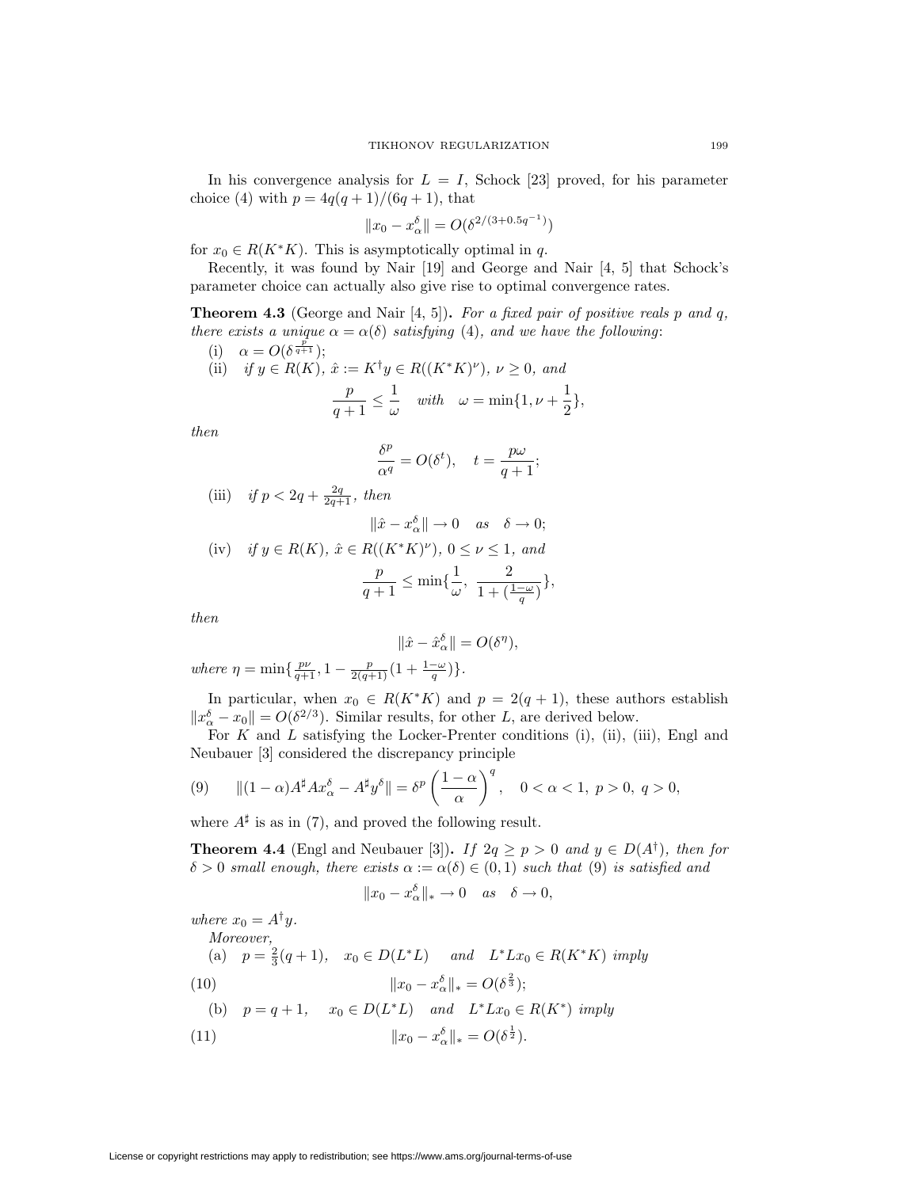In his convergence analysis for $L = I$, Schock [23] proved, for his parameter choice (4) with $p = 4q(q+1)/(6q+1)$, that

$$\|x_0 - x_\alpha^\delta\| = O(\delta^{2/(3+0.5q^{-1})})$$

for $x_0 \in R(K^*K)$. This is asymptotically optimal in $q$.

Recently, it was found by Nair [19] and George and Nair [4, 5] that Schock's parameter choice can actually also give rise to optimal convergence rates.

**Theorem 4.3** (George and Nair [4, 5])**.** *For a fixed pair of positive reals $p$ and $q$, there exists a unique $\alpha = \alpha(\delta)$ satisfying* (4)*, and we have the following*:

(i) $\alpha = O(\delta^{\frac{p}{q+1}})$;

(ii) *if $y \in R(K)$, $\hat{x} := K^\dagger y \in R((K^*K)^\nu)$, $\nu \geq 0$, and*

$$\frac{p}{q+1} \leq \frac{1}{\omega} \quad \textit{with} \quad \omega = \min\{1, \nu + \frac{1}{2}\},$$

*then*

$$\frac{\delta^p}{\alpha^q} = O(\delta^t), \quad t = \frac{p\omega}{q+1};$$

(iii) *if $p < 2q + \frac{2q}{2q+1}$, then*

$$\|\hat{x} - x_\alpha^\delta\| \to 0 \quad \textit{as} \quad \delta \to 0;$$

(iv) *if $y \in R(K)$, $\hat{x} \in R((K^*K)^\nu)$, $0 \leq \nu \leq 1$, and*

$$\frac{p}{q+1} \leq \min\{\frac{1}{\omega},\ \frac{2}{1 + (\frac{1-\omega}{q})}\},$$

*then*

$$\|\hat{x} - \hat{x}_\alpha^\delta\| = O(\delta^\eta),$$

*where $\eta = \min\{\frac{p\nu}{q+1}, 1 - \frac{p}{2(q+1)}(1 + \frac{1-\omega}{q})\}$.*

In particular, when $x_0 \in R(K^*K)$ and $p = 2(q+1)$, these authors establish $\|x_\alpha^\delta - x_0\| = O(\delta^{2/3})$. Similar results, for other $L$, are derived below.

For $K$ and $L$ satisfying the Locker-Prenter conditions (i), (ii), (iii), Engl and Neubauer [3] considered the discrepancy principle

$$\|(1-\alpha)A^\sharp A x_\alpha^\delta - A^\sharp y^\delta\| = \delta^p \left(\frac{1-\alpha}{\alpha}\right)^q, \quad 0 < \alpha < 1,\ p > 0,\ q > 0, \tag{9}$$

where $A^\sharp$ is as in (7), and proved the following result.

**Theorem 4.4** (Engl and Neubauer [3])**.** *If $2q \geq p > 0$ and $y \in D(A^\dagger)$, then for $\delta > 0$ small enough, there exists $\alpha := \alpha(\delta) \in (0, 1)$ such that* (9) *is satisfied and*

$$\|x_0 - x_\alpha^\delta\|_* \to 0 \quad \textit{as} \quad \delta \to 0,$$

*where $x_0 = A^\dagger y$.*

*Moreover,*

(a) $p = \frac{2}{3}(q+1)$, $x_0 \in D(L^*L)$ *and* $L^*Lx_0 \in R(K^*K)$ *imply*

$$\|x_0 - x_\alpha^\delta\|_* = O(\delta^{\frac{2}{3}}); \tag{10}$$

(b) $p = q+1$, $x_0 \in D(L^*L)$ *and* $L^*Lx_0 \in R(K^*)$ *imply*

$$\|x_0 - x_\alpha^\delta\|_* = O(\delta^{\frac{1}{2}}). \tag{11}$$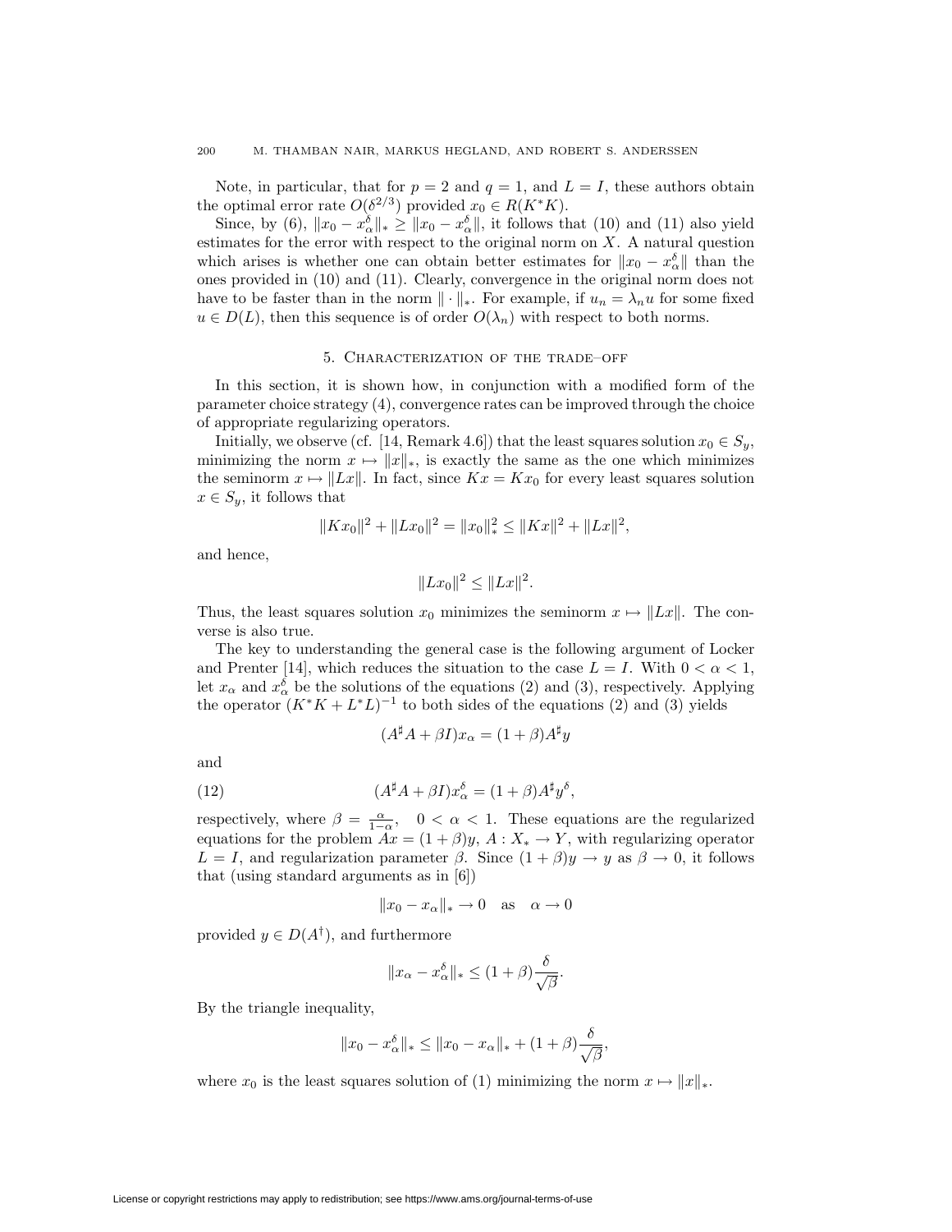Note, in particular, that for $p = 2$ and $q = 1$, and $L = I$, these authors obtain the optimal error rate $O(\delta^{2/3})$ provided $x_0 \in R(K^*K)$.

Since, by (6), $\|x_0 - x_\alpha^\delta\|_* \geq \|x_0 - x_\alpha^\delta\|$, it follows that (10) and (11) also yield estimates for the error with respect to the original norm on $X$. A natural question which arises is whether one can obtain better estimates for $\|x_0 - x_\alpha^\delta\|$ than the ones provided in (10) and (11). Clearly, convergence in the original norm does not have to be faster than in the norm $\|\cdot\|_*$. For example, if $u_n = \lambda_n u$ for some fixed $u \in D(L)$, then this sequence is of order $O(\lambda_n)$ with respect to both norms.

## 5. Characterization of the trade–off

In this section, it is shown how, in conjunction with a modified form of the parameter choice strategy (4), convergence rates can be improved through the choice of appropriate regularizing operators.

Initially, we observe (cf. [14, Remark 4.6]) that the least squares solution $x_0 \in S_y$, minimizing the norm $x \mapsto \|x\|_*$, is exactly the same as the one which minimizes the seminorm $x \mapsto \|Lx\|$. In fact, since $Kx = Kx_0$ for every least squares solution $x \in S_y$, it follows that

$$\|Kx_0\|^2 + \|Lx_0\|^2 = \|x_0\|_*^2 \leq \|Kx\|^2 + \|Lx\|^2,$$

and hence,

$$\|Lx_0\|^2 \leq \|Lx\|^2.$$

Thus, the least squares solution $x_0$ minimizes the seminorm $x \mapsto \|Lx\|$. The converse is also true.

The key to understanding the general case is the following argument of Locker and Prenter [14], which reduces the situation to the case $L = I$. With $0 < \alpha < 1$, let $x_\alpha$ and $x_\alpha^\delta$ be the solutions of the equations (2) and (3), respectively. Applying the operator $(K^*K + L^*L)^{-1}$ to both sides of the equations (2) and (3) yields

$$(A^\sharp A + \beta I)x_\alpha = (1 + \beta)A^\sharp y$$

and

$$(A^\sharp A + \beta I)x_\alpha^\delta = (1 + \beta)A^\sharp y^\delta, \tag{12}$$

respectively, where $\beta = \frac{\alpha}{1-\alpha}$, $\quad 0 < \alpha < 1$. These equations are the regularized equations for the problem $Ax = (1 + \beta)y$, $A : X_* \to Y$, with regularizing operator $L = I$, and regularization parameter $\beta$. Since $(1 + \beta)y \to y$ as $\beta \to 0$, it follows that (using standard arguments as in [6])

$$\|x_0 - x_\alpha\|_* \to 0 \quad \text{as} \quad \alpha \to 0$$

provided $y \in D(A^\dagger)$, and furthermore

$$\|x_\alpha - x_\alpha^\delta\|_* \leq (1 + \beta)\frac{\delta}{\sqrt{\beta}}.$$

By the triangle inequality,

$$\|x_0 - x_\alpha^\delta\|_* \leq \|x_0 - x_\alpha\|_* + (1 + \beta)\frac{\delta}{\sqrt{\beta}},$$

where $x_0$ is the least squares solution of (1) minimizing the norm $x \mapsto \|x\|_*$.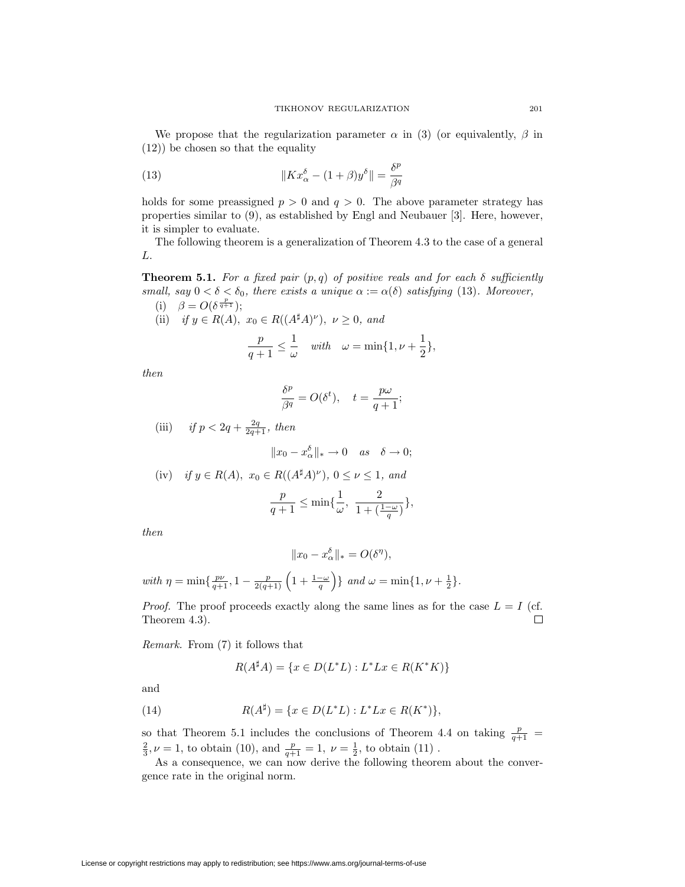We propose that the regularization parameter $\alpha$ in (3) (or equivalently, $\beta$ in (12)) be chosen so that the equality

$$
\|Kx_\alpha^\delta - (1+\beta)y^\delta\| = \frac{\delta^p}{\beta^q} \tag{13}
$$

holds for some preassigned $p > 0$ and $q > 0$. The above parameter strategy has properties similar to (9), as established by Engl and Neubauer [3]. Here, however, it is simpler to evaluate.

The following theorem is a generalization of Theorem 4.3 to the case of a general $L$.

**Theorem 5.1.** *For a fixed pair $(p, q)$ of positive reals and for each $\delta$ sufficiently small, say $0 < \delta < \delta_0$, there exists a unique $\alpha := \alpha(\delta)$ satisfying (13). Moreover,*

(i) $\beta = O(\delta^{\frac{p}{q+1}})$;

(ii) *if $y \in R(A)$, $x_0 \in R((A^\sharp A)^\nu)$, $\nu \geq 0$, and*

$$
\frac{p}{q+1} \leq \frac{1}{\omega} \quad \textit{with} \quad \omega = \min\{1, \nu + \frac{1}{2}\},
$$

*then*

$$
\frac{\delta^p}{\beta^q} = O(\delta^t), \quad t = \frac{p\omega}{q+1};
$$

(iii) *if $p < 2q + \frac{2q}{2q+1}$, then*

$$
\|x_0 - x_\alpha^\delta\|_* \to 0 \quad \textit{as} \quad \delta \to 0;
$$

(iv) *if $y \in R(A)$, $x_0 \in R((A^\sharp A)^\nu)$, $0 \leq \nu \leq 1$, and*

$$
\frac{p}{q+1} \leq \min\{\frac{1}{\omega}, \ \frac{2}{1 + (\frac{1-\omega}{q})}\},
$$

*then*

$$
\|x_0 - x_\alpha^\delta\|_* = O(\delta^\eta),
$$

*with* $\eta = \min\{\frac{p\nu}{q+1}, 1 - \frac{p}{2(q+1)}\left(1 + \frac{1-\omega}{q}\right)\}$ *and* $\omega = \min\{1, \nu + \frac{1}{2}\}$.

*Proof.* The proof proceeds exactly along the same lines as for the case $L = I$ (cf. Theorem 4.3). ∎

*Remark.* From (7) it follows that

$$
R(A^\sharp A) = \{x \in D(L^*L) : L^*Lx \in R(K^*K)\}
$$

and

$$
R(A^\sharp) = \{x \in D(L^*L) : L^*Lx \in R(K^*)\}, \tag{14}
$$

so that Theorem 5.1 includes the conclusions of Theorem 4.4 on taking $\frac{p}{q+1} = \frac{2}{3}, \nu = 1$, to obtain (10), and $\frac{p}{q+1} = 1, \ \nu = \frac{1}{2}$, to obtain (11) .

As a consequence, we can now derive the following theorem about the convergence rate in the original norm.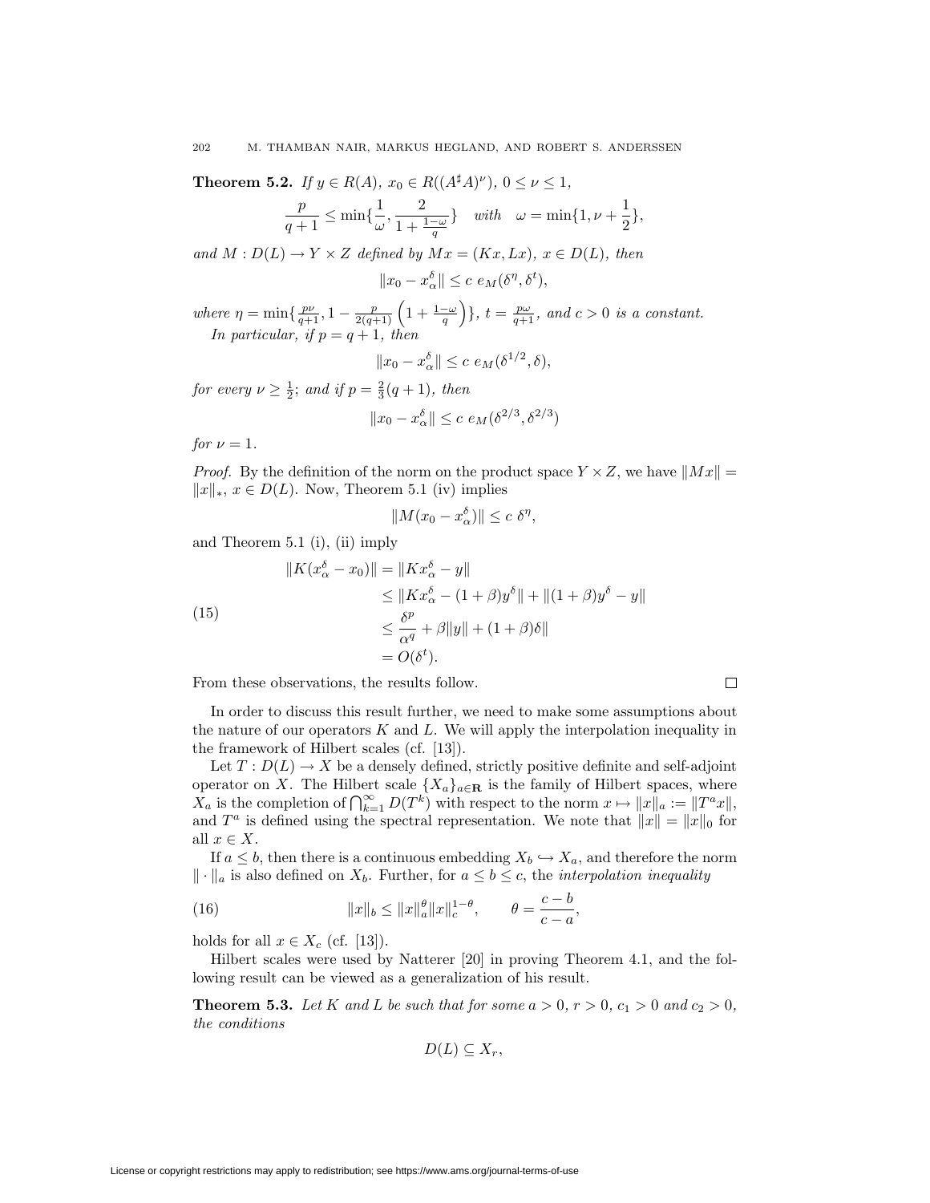**Theorem 5.2.** *If $y \in R(A)$, $x_0 \in R((A^\sharp A)^\nu)$, $0 \le \nu \le 1$,*

$$\frac{p}{q+1} \le \min\{\frac{1}{\omega}, \frac{2}{1+\frac{1-\omega}{q}}\} \quad \textit{with} \quad \omega = \min\{1, \nu + \frac{1}{2}\},$$

*and $M : D(L) \to Y \times Z$ defined by $Mx = (Kx, Lx)$, $x \in D(L)$, then*

$$\|x_0 - x_\alpha^\delta\| \le c \; e_M(\delta^\eta, \delta^t),$$

*where $\eta = \min\{\frac{p\nu}{q+1}, 1 - \frac{p}{2(q+1)}\left(1 + \frac{1-\omega}{q}\right)\}$, $t = \frac{p\omega}{q+1}$, and $c > 0$ is a constant.*

*In particular, if $p = q+1$, then*

$$\|x_0 - x_\alpha^\delta\| \le c \; e_M(\delta^{1/2}, \delta),$$

*for every $\nu \ge \frac{1}{2}$; and if $p = \frac{2}{3}(q+1)$, then*

$$\|x_0 - x_\alpha^\delta\| \le c \; e_M(\delta^{2/3}, \delta^{2/3})$$

*for $\nu = 1$.*

*Proof.* By the definition of the norm on the product space $Y \times Z$, we have $\|Mx\| = \|x\|_*$, $x \in D(L)$. Now, Theorem 5.1 (iv) implies

$$\|M(x_0 - x_\alpha^\delta)\| \le c \; \delta^\eta,$$

and Theorem 5.1 (i), (ii) imply

$$\begin{aligned}
\|K(x_\alpha^\delta - x_0)\| &= \|Kx_\alpha^\delta - y\| \\
&\le \|Kx_\alpha^\delta - (1+\beta)y^\delta\| + \|(1+\beta)y^\delta - y\| \\
&\le \frac{\delta^p}{\alpha^q} + \beta\|y\| + (1+\beta)\delta\| \\
&= O(\delta^t).
\end{aligned} \tag{15}$$

From these observations, the results follow. $\square$

In order to discuss this result further, we need to make some assumptions about the nature of our operators $K$ and $L$. We will apply the interpolation inequality in the framework of Hilbert scales (cf. [13]).

Let $T : D(L) \to X$ be a densely defined, strictly positive definite and self-adjoint operator on $X$. The Hilbert scale $\{X_a\}_{a \in \mathbf{R}}$ is the family of Hilbert spaces, where $X_a$ is the completion of $\bigcap_{k=1}^\infty D(T^k)$ with respect to the norm $x \mapsto \|x\|_a := \|T^a x\|$, and $T^a$ is defined using the spectral representation. We note that $\|x\| = \|x\|_0$ for all $x \in X$.

If $a \le b$, then there is a continuous embedding $X_b \hookrightarrow X_a$, and therefore the norm $\|\cdot\|_a$ is also defined on $X_b$. Further, for $a \le b \le c$, the *interpolation inequality*

$$\|x\|_b \le \|x\|_a^\theta \|x\|_c^{1-\theta}, \qquad \theta = \frac{c-b}{c-a}, \tag{16}$$

holds for all $x \in X_c$ (cf. [13]).

Hilbert scales were used by Natterer [20] in proving Theorem 4.1, and the following result can be viewed as a generalization of his result.

**Theorem 5.3.** *Let $K$ and $L$ be such that for some $a > 0$, $r > 0$, $c_1 > 0$ and $c_2 > 0$, the conditions*

$$D(L) \subseteq X_r,$$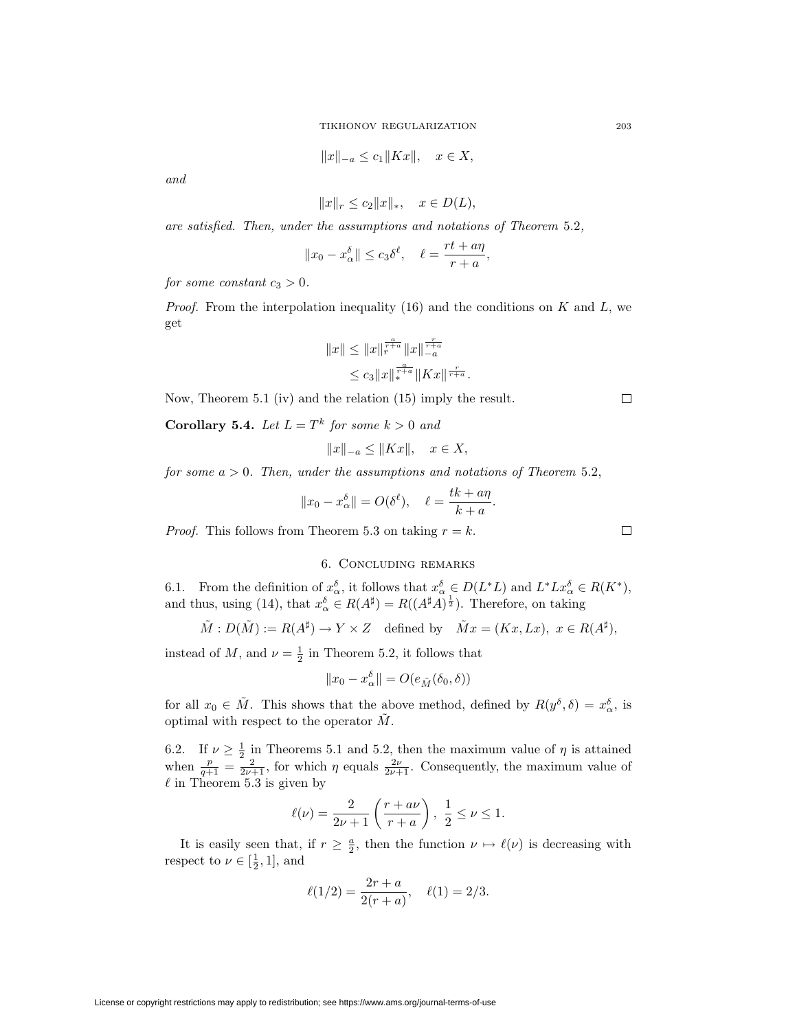$$\|x\|_{-a} \leq c_1 \|Kx\|, \quad x \in X,$$

*and*

$$\|x\|_r \leq c_2 \|x\|_*, \quad x \in D(L),$$

*are satisfied. Then, under the assumptions and notations of Theorem* 5.2*,*

$$\|x_0 - x_\alpha^\delta\| \leq c_3 \delta^\ell, \quad \ell = \frac{rt + a\eta}{r + a},$$

*for some constant* $c_3 > 0$*.*

*Proof.* From the interpolation inequality (16) and the conditions on $K$ and $L$, we get

$$\begin{aligned}
\|x\| &\leq \|x\|_r^{\frac{a}{r+a}} \|x\|_{-a}^{\frac{r}{r+a}} \\
&\leq c_3 \|x\|_*^{\frac{a}{r+a}} \|Kx\|^{\frac{r}{r+a}}.
\end{aligned}$$

Now, Theorem 5.1 (iv) and the relation (15) imply the result. □

**Corollary 5.4.** *Let* $L = T^k$ *for some* $k > 0$ *and*

$$\|x\|_{-a} \leq \|Kx\|, \quad x \in X,$$

*for some* $a > 0$*. Then, under the assumptions and notations of Theorem* 5.2*,*

$$\|x_0 - x_\alpha^\delta\| = O(\delta^\ell), \quad \ell = \frac{tk + a\eta}{k + a}.$$

*Proof.* This follows from Theorem 5.3 on taking $r = k$. □

## 6. Concluding remarks

6.1. From the definition of $x_\alpha^\delta$, it follows that $x_\alpha^\delta \in D(L^*L)$ and $L^*Lx_\alpha^\delta \in R(K^*)$, and thus, using (14), that $x_\alpha^\delta \in R(A^\sharp) = R((A^\sharp A)^{\frac{1}{2}})$. Therefore, on taking

$$\tilde{M} : D(\tilde{M}) := R(A^\sharp) \to Y \times Z \quad \text{defined by} \quad \tilde{M}x = (Kx, Lx),\ x \in R(A^\sharp),$$

instead of $M$, and $\nu = \frac{1}{2}$ in Theorem 5.2, it follows that

$$\|x_0 - x_\alpha^\delta\| = O(e_{\tilde{M}}(\delta_0, \delta))$$

for all $x_0 \in \tilde{M}$. This shows that the above method, defined by $R(y^\delta, \delta) = x_\alpha^\delta$, is optimal with respect to the operator $\tilde{M}$.

6.2. If $\nu \geq \frac{1}{2}$ in Theorems 5.1 and 5.2, then the maximum value of $\eta$ is attained when $\frac{p}{q+1} = \frac{2}{2\nu+1}$, for which $\eta$ equals $\frac{2\nu}{2\nu+1}$. Consequently, the maximum value of $\ell$ in Theorem 5.3 is given by

$$\ell(\nu) = \frac{2}{2\nu + 1} \left( \frac{r + a\nu}{r + a} \right), \ \frac{1}{2} \leq \nu \leq 1.$$

It is easily seen that, if $r \geq \frac{a}{2}$, then the function $\nu \mapsto \ell(\nu)$ is decreasing with respect to $\nu \in [\frac{1}{2}, 1]$, and

$$\ell(1/2) = \frac{2r + a}{2(r + a)}, \quad \ell(1) = 2/3.$$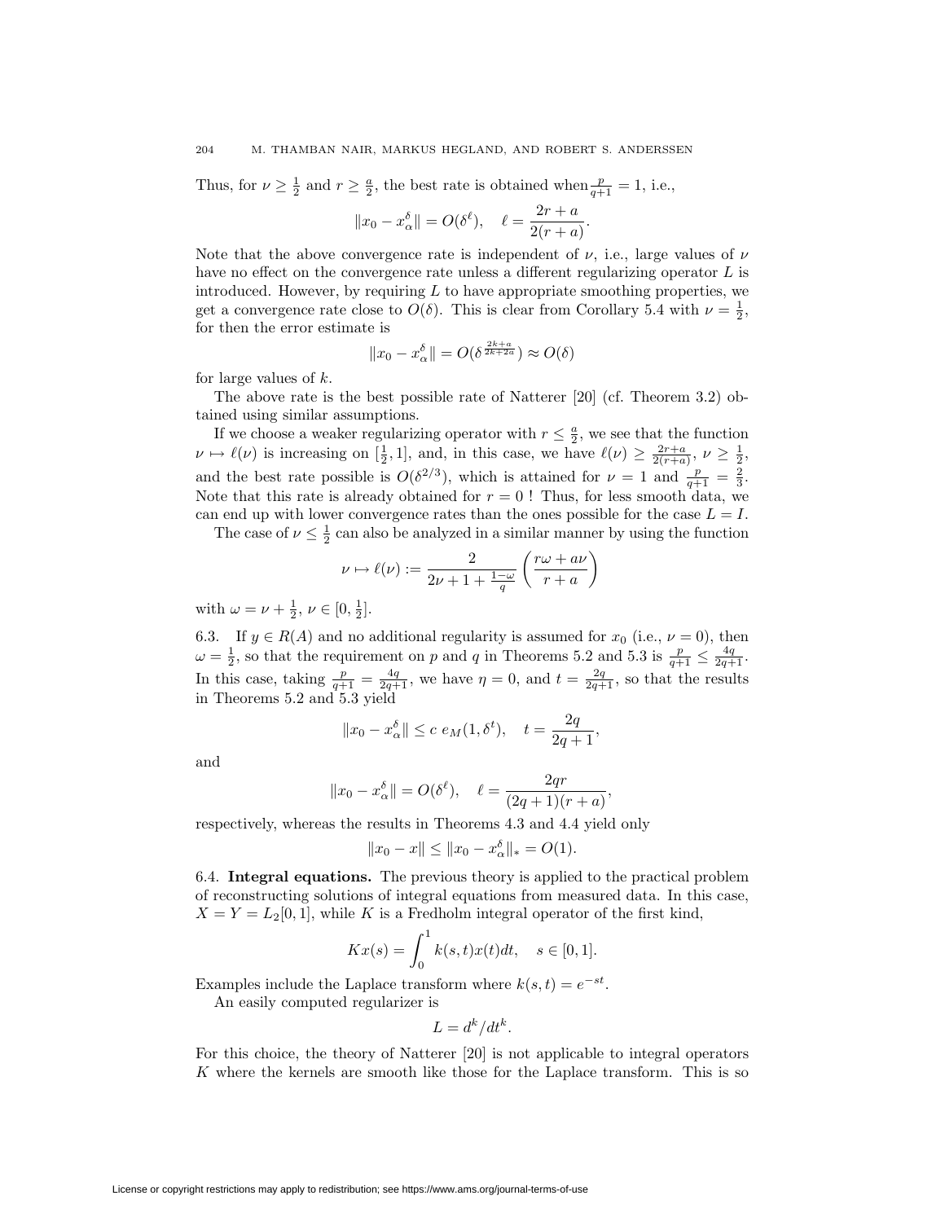Thus, for $\nu \geq \frac{1}{2}$ and $r \geq \frac{a}{2}$, the best rate is obtained when $\frac{p}{q+1} = 1$, i.e.,

$$\|x_0 - x_\alpha^\delta\| = O(\delta^\ell), \quad \ell = \frac{2r+a}{2(r+a)}.$$

Note that the above convergence rate is independent of $\nu$, i.e., large values of $\nu$ have no effect on the convergence rate unless a different regularizing operator $L$ is introduced. However, by requiring $L$ to have appropriate smoothing properties, we get a convergence rate close to $O(\delta)$. This is clear from Corollary 5.4 with $\nu = \frac{1}{2}$, for then the error estimate is

$$\|x_0 - x_\alpha^\delta\| = O(\delta^{\frac{2k+a}{2k+2a}}) \approx O(\delta)$$

for large values of $k$.

The above rate is the best possible rate of Natterer [20] (cf. Theorem 3.2) obtained using similar assumptions.

If we choose a weaker regularizing operator with $r \leq \frac{a}{2}$, we see that the function $\nu \mapsto \ell(\nu)$ is increasing on $[\frac{1}{2}, 1]$, and, in this case, we have $\ell(\nu) \geq \frac{2r+a}{2(r+a)}$, $\nu \geq \frac{1}{2}$, and the best rate possible is $O(\delta^{2/3})$, which is attained for $\nu = 1$ and $\frac{p}{q+1} = \frac{2}{3}$. Note that this rate is already obtained for $r = 0$ ! Thus, for less smooth data, we can end up with lower convergence rates than the ones possible for the case $L = I$.

The case of $\nu \leq \frac{1}{2}$ can also be analyzed in a similar manner by using the function

$$\nu \mapsto \ell(\nu) := \frac{2}{2\nu + 1 + \frac{1-\omega}{q}} \left( \frac{r\omega + a\nu}{r+a} \right)$$

with $\omega = \nu + \frac{1}{2}$, $\nu \in [0, \frac{1}{2}]$.

6.3. If $y \in R(A)$ and no additional regularity is assumed for $x_0$ (i.e., $\nu = 0$), then $\omega = \frac{1}{2}$, so that the requirement on $p$ and $q$ in Theorems 5.2 and 5.3 is $\frac{p}{q+1} \leq \frac{4q}{2q+1}$. In this case, taking $\frac{p}{q+1} = \frac{4q}{2q+1}$, we have $\eta = 0$, and $t = \frac{2q}{2q+1}$, so that the results in Theorems 5.2 and 5.3 yield

$$\|x_0 - x_\alpha^\delta\| \leq c\ e_M(1, \delta^t), \quad t = \frac{2q}{2q+1},$$

and

$$\|x_0 - x_\alpha^\delta\| = O(\delta^\ell), \quad \ell = \frac{2qr}{(2q+1)(r+a)},$$

respectively, whereas the results in Theorems 4.3 and 4.4 yield only

$$\|x_0 - x\| \leq \|x_0 - x_\alpha^\delta\|_* = O(1).$$

6.4. **Integral equations.** The previous theory is applied to the practical problem of reconstructing solutions of integral equations from measured data. In this case, $X = Y = L_2[0,1]$, while $K$ is a Fredholm integral operator of the first kind,

$$Kx(s) = \int_0^1 k(s,t)x(t)dt, \quad s \in [0,1].$$

Examples include the Laplace transform where $k(s,t) = e^{-st}$.

An easily computed regularizer is

$$L = d^k/dt^k.$$

For this choice, the theory of Natterer [20] is not applicable to integral operators $K$ where the kernels are smooth like those for the Laplace transform. This is so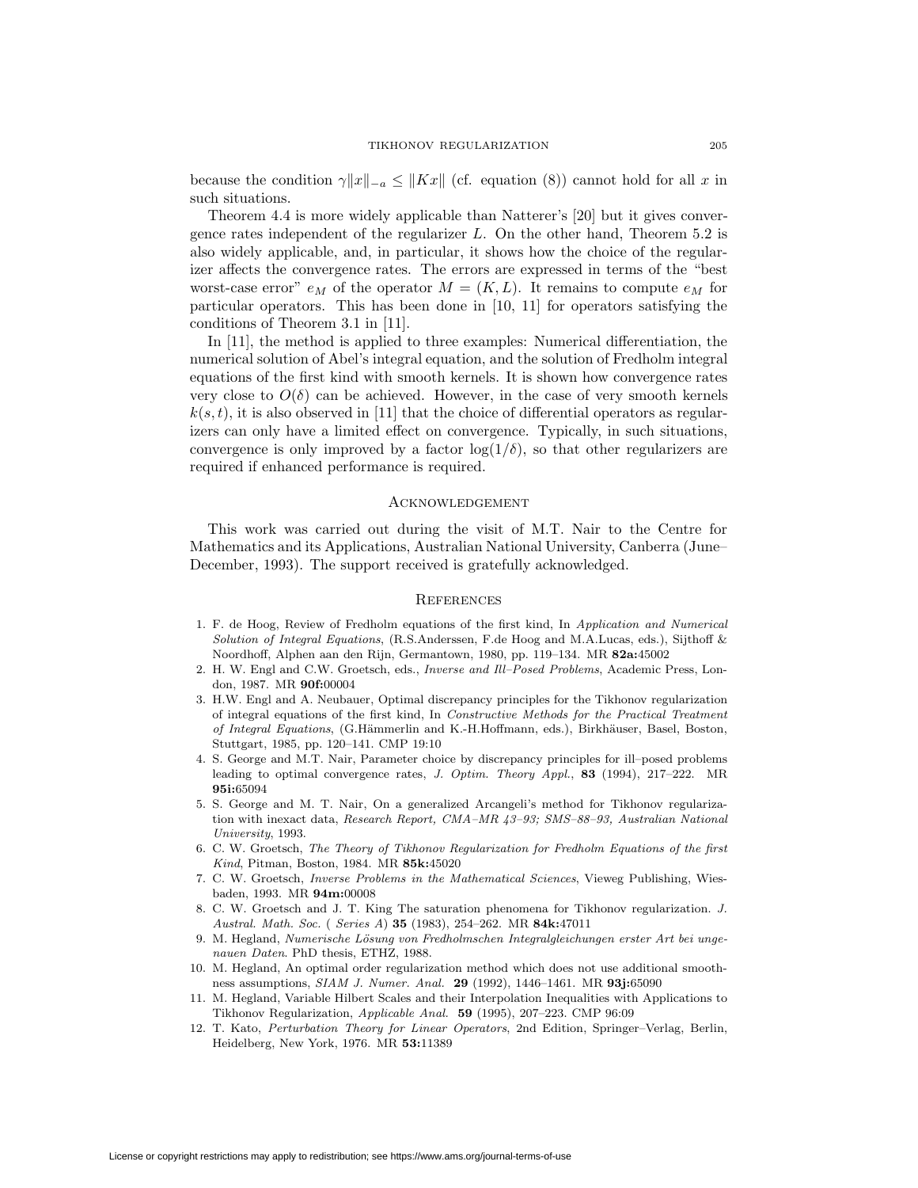because the condition $\gamma\|x\|_{-a} \leq \|Kx\|$ (cf. equation (8)) cannot hold for all $x$ in such situations.

Theorem 4.4 is more widely applicable than Natterer's [20] but it gives convergence rates independent of the regularizer $L$. On the other hand, Theorem 5.2 is also widely applicable, and, in particular, it shows how the choice of the regularizer affects the convergence rates. The errors are expressed in terms of the "best worst-case error" $e_M$ of the operator $M = (K, L)$. It remains to compute $e_M$ for particular operators. This has been done in [10, 11] for operators satisfying the conditions of Theorem 3.1 in [11].

In [11], the method is applied to three examples: Numerical differentiation, the numerical solution of Abel's integral equation, and the solution of Fredholm integral equations of the first kind with smooth kernels. It is shown how convergence rates very close to $O(\delta)$ can be achieved. However, in the case of very smooth kernels $k(s,t)$, it is also observed in [11] that the choice of differential operators as regularizers can only have a limited effect on convergence. Typically, in such situations, convergence is only improved by a factor $\log(1/\delta)$, so that other regularizers are required if enhanced performance is required.

## Acknowledgement

This work was carried out during the visit of M.T. Nair to the Centre for Mathematics and its Applications, Australian National University, Canberra (June–December, 1993). The support received is gratefully acknowledged.

## References

1. F. de Hoog, Review of Fredholm equations of the first kind, In *Application and Numerical Solution of Integral Equations*, (R.S.Anderssen, F.de Hoog and M.A.Lucas, eds.), Sijthoff & Noordhoff, Alphen aan den Rijn, Germantown, 1980, pp. 119–134. MR **82a:**45002
2. H. W. Engl and C.W. Groetsch, eds., *Inverse and Ill–Posed Problems*, Academic Press, London, 1987. MR **90f:**00004
3. H.W. Engl and A. Neubauer, Optimal discrepancy principles for the Tikhonov regularization of integral equations of the first kind, In *Constructive Methods for the Practical Treatment of Integral Equations*, (G.Hämmerlin and K.-H.Hoffmann, eds.), Birkhäuser, Basel, Boston, Stuttgart, 1985, pp. 120–141. CMP 19:10
4. S. George and M.T. Nair, Parameter choice by discrepancy principles for ill–posed problems leading to optimal convergence rates, *J. Optim. Theory Appl.*, **83** (1994), 217–222. MR **95i:**65094
5. S. George and M. T. Nair, On a generalized Arcangeli's method for Tikhonov regularization with inexact data, *Research Report, CMA–MR 43–93; SMS–88–93, Australian National University*, 1993.
6. C. W. Groetsch, *The Theory of Tikhonov Regularization for Fredholm Equations of the first Kind*, Pitman, Boston, 1984. MR **85k:**45020
7. C. W. Groetsch, *Inverse Problems in the Mathematical Sciences*, Vieweg Publishing, Wiesbaden, 1993. MR **94m:**00008
8. C. W. Groetsch and J. T. King The saturation phenomena for Tikhonov regularization. *J. Austral. Math. Soc. ( Series A)* **35** (1983), 254–262. MR **84k:**47011
9. M. Hegland, *Numerische Lösung von Fredholmschen Integralgleichungen erster Art bei ungenauen Daten*. PhD thesis, ETHZ, 1988.
10. M. Hegland, An optimal order regularization method which does not use additional smoothness assumptions, *SIAM J. Numer. Anal.* **29** (1992), 1446–1461. MR **93j:**65090
11. M. Hegland, Variable Hilbert Scales and their Interpolation Inequalities with Applications to Tikhonov Regularization, *Applicable Anal.* **59** (1995), 207–223. CMP 96:09
12. T. Kato, *Perturbation Theory for Linear Operators*, 2nd Edition, Springer–Verlag, Berlin, Heidelberg, New York, 1976. MR **53:**11389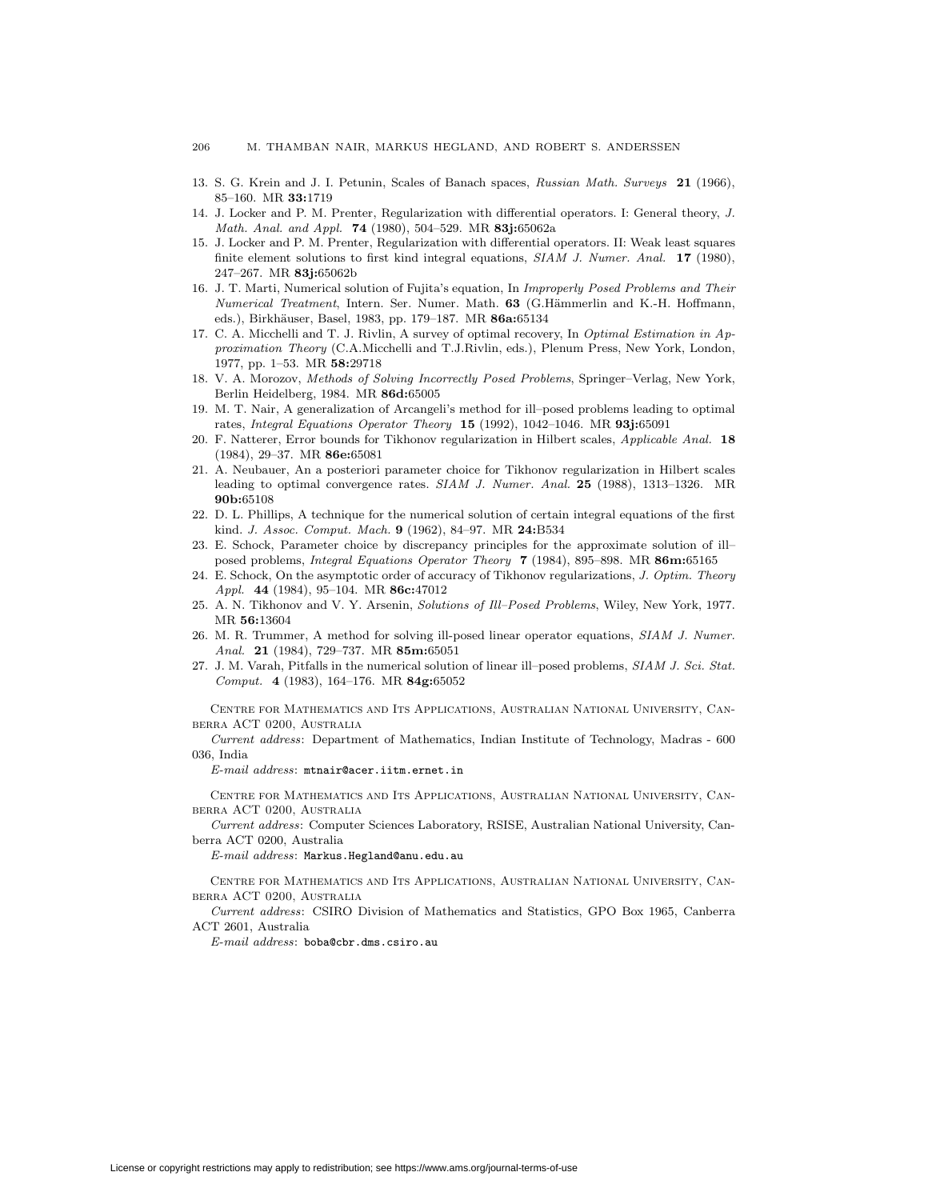13. S. G. Krein and J. I. Petunin, Scales of Banach spaces, *Russian Math. Surveys* **21** (1966), 85–160. MR **33:**1719
14. J. Locker and P. M. Prenter, Regularization with differential operators. I: General theory, *J. Math. Anal. and Appl.* **74** (1980), 504–529. MR **83j:**65062a
15. J. Locker and P. M. Prenter, Regularization with differential operators. II: Weak least squares finite element solutions to first kind integral equations, *SIAM J. Numer. Anal.* **17** (1980), 247–267. MR **83j:**65062b
16. J. T. Marti, Numerical solution of Fujita's equation, In *Improperly Posed Problems and Their Numerical Treatment*, Intern. Ser. Numer. Math. **63** (G.Hämmerlin and K.-H. Hoffmann, eds.), Birkhäuser, Basel, 1983, pp. 179–187. MR **86a:**65134
17. C. A. Micchelli and T. J. Rivlin, A survey of optimal recovery, In *Optimal Estimation in Approximation Theory* (C.A.Micchelli and T.J.Rivlin, eds.), Plenum Press, New York, London, 1977, pp. 1–53. MR **58:**29718
18. V. A. Morozov, *Methods of Solving Incorrectly Posed Problems*, Springer–Verlag, New York, Berlin Heidelberg, 1984. MR **86d:**65005
19. M. T. Nair, A generalization of Arcangeli's method for ill–posed problems leading to optimal rates, *Integral Equations Operator Theory* **15** (1992), 1042–1046. MR **93j:**65091
20. F. Natterer, Error bounds for Tikhonov regularization in Hilbert scales, *Applicable Anal.* **18** (1984), 29–37. MR **86e:**65081
21. A. Neubauer, An a posteriori parameter choice for Tikhonov regularization in Hilbert scales leading to optimal convergence rates. *SIAM J. Numer. Anal.* **25** (1988), 1313–1326. MR **90b:**65108
22. D. L. Phillips, A technique for the numerical solution of certain integral equations of the first kind. *J. Assoc. Comput. Mach.* **9** (1962), 84–97. MR **24:**B534
23. E. Schock, Parameter choice by discrepancy principles for the approximate solution of ill–posed problems, *Integral Equations Operator Theory* **7** (1984), 895–898. MR **86m:**65165
24. E. Schock, On the asymptotic order of accuracy of Tikhonov regularizations, *J. Optim. Theory Appl.* **44** (1984), 95–104. MR **86c:**47012
25. A. N. Tikhonov and V. Y. Arsenin, *Solutions of Ill–Posed Problems*, Wiley, New York, 1977. MR **56:**13604
26. M. R. Trummer, A method for solving ill-posed linear operator equations, *SIAM J. Numer. Anal.* **21** (1984), 729–737. MR **85m:**65051
27. J. M. Varah, Pitfalls in the numerical solution of linear ill–posed problems, *SIAM J. Sci. Stat. Comput.* **4** (1983), 164–176. MR **84g:**65052

Centre for Mathematics and Its Applications, Australian National University, Canberra ACT 0200, Australia

*Current address*: Department of Mathematics, Indian Institute of Technology, Madras - 600 036, India

*E-mail address*: mtnair@acer.iitm.ernet.in

Centre for Mathematics and Its Applications, Australian National University, Canberra ACT 0200, Australia

*Current address*: Computer Sciences Laboratory, RSISE, Australian National University, Canberra ACT 0200, Australia

*E-mail address*: Markus.Hegland@anu.edu.au

Centre for Mathematics and Its Applications, Australian National University, Canberra ACT 0200, Australia

*Current address*: CSIRO Division of Mathematics and Statistics, GPO Box 1965, Canberra ACT 2601, Australia

*E-mail address*: boba@cbr.dms.csiro.au